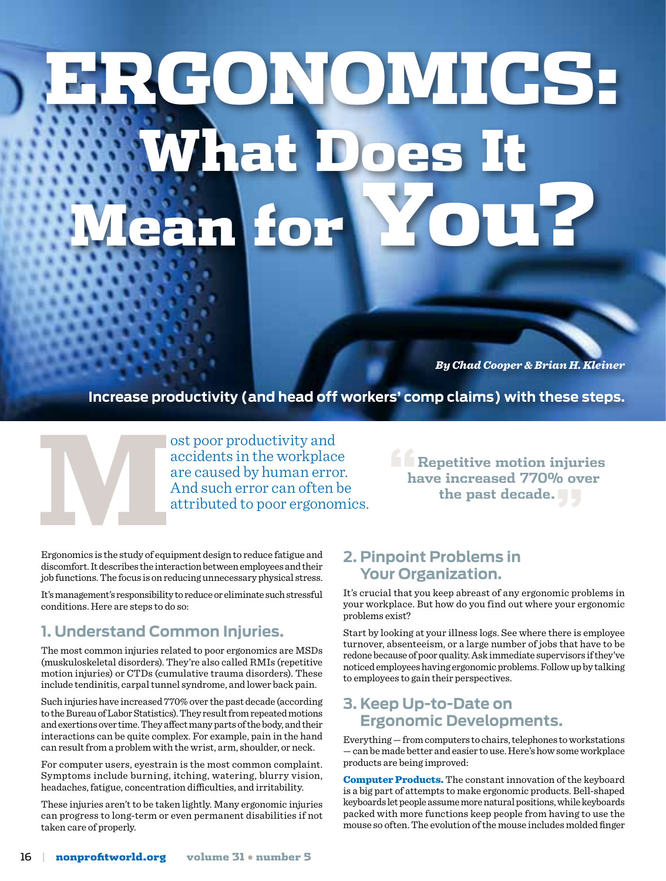# ERGONOMICS: What Does It Mean for You?

*By Chad Cooper & Brian H. Kleiner*

**Increase productivity (and head off workers' comp claims) with these steps.**

Most poor productivity and accidents in the workplace are caused by human error. And such error can often be attributed to poor ergonomics.

> **Repetitive motion injuries have increased 770% over the past decade.**

Ergonomics is the study of equipment design to reduce fatigue and discomfort. It describes the interaction between employees and their job functions. The focus is on reducing unnecessary physical stress.

It's management's responsibility to reduce or eliminate such stressful conditions. Here are steps to do so:

## 1. Understand Common Injuries.

The most common injuries related to poor ergonomics are MSDs (muskuloskeletal disorders). They're also called RMIs (repetitive motion injuries) or CTDs (cumulative trauma disorders). These include tendinitis, carpal tunnel syndrome, and lower back pain.

Such injuries have increased 770% over the past decade (according to the Bureau of Labor Statistics). They result from repeated motions and exertions over time. They affect many parts of the body, and their interactions can be quite complex. For example, pain in the hand can result from a problem with the wrist, arm, shoulder, or neck.

For computer users, eyestrain is the most common complaint. Symptoms include burning, itching, watering, blurry vision, headaches, fatigue, concentration difficulties, and irritability.

These injuries aren't to be taken lightly. Many ergonomic injuries can progress to long-term or even permanent disabilities if not taken care of properly.

## 2. Pinpoint Problems in Your Organization.

It's crucial that you keep abreast of any ergonomic problems in your workplace. But how do you find out where your ergonomic problems exist?

Start by looking at your illness logs. See where there is employee turnover, absenteeism, or a large number of jobs that have to be redone because of poor quality. Ask immediate supervisors if they've noticed employees having ergonomic problems. Follow up by talking to employees to gain their perspectives.

## 3. Keep Up-to-Date on Ergonomic Developments.

Everything — from computers to chairs, telephones to workstations — can be made better and easier to use. Here's how some workplace products are being improved:

**Computer Products.** The constant innovation of the keyboard is a big part of attempts to make ergonomic products. Bell-shaped keyboards let people assume more natural positions, while keyboards packed with more functions keep people from having to use the mouse so often. The evolution of the mouse includes molded finger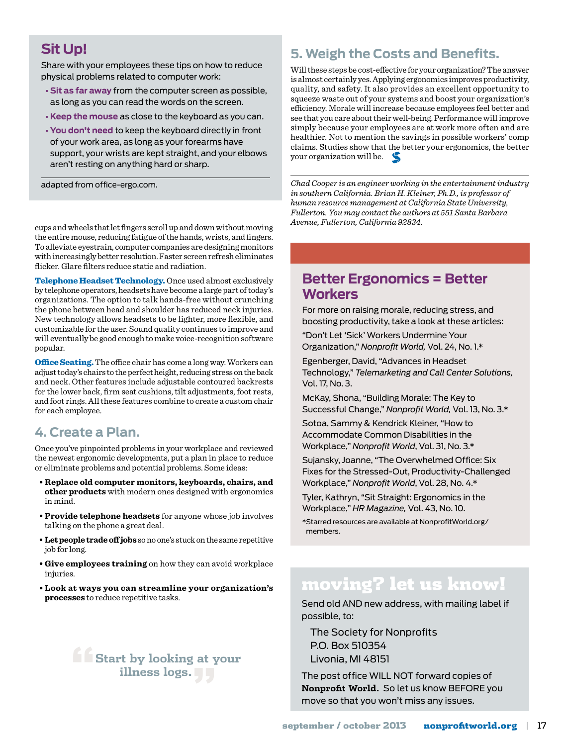## Sit Up!

Share with your employees these tips on how to reduce physical problems related to computer work:

- **Sit as far away** from the computer screen as possible, as long as you can read the words on the screen.
- **Keep the mouse** as close to the keyboard as you can.
- **You don't need** to keep the keyboard directly in front of your work area, as long as your forearms have support, your wrists are kept straight, and your elbows aren't resting on anything hard or sharp.

adapted from office-ergo.com.

cups and wheels that let fingers scroll up and down without moving the entire mouse, reducing fatigue of the hands, wrists, and fingers. To alleviate eyestrain, computer companies are designing monitors with increasingly better resolution. Faster screen refresh eliminates flicker. Glare filters reduce static and radiation.

**Telephone Headset Technology.** Once used almost exclusively by telephone operators, headsets have become a large part of today's organizations. The option to talk hands-free without crunching the phone between head and shoulder has reduced neck injuries. New technology allows headsets to be lighter, more flexible, and customizable for the user. Sound quality continues to improve and will eventually be good enough to make voice-recognition software popular.

**Office Seating.** The office chair has come a long way. Workers can adjust today's chairs to the perfect height, reducing stress on the back and neck. Other features include adjustable contoured backrests for the lower back, firm seat cushions, tilt adjustments, foot rests, and foot rings. All these features combine to create a custom chair for each employee.

## 4. Create a Plan.

Once you've pinpointed problems in your workplace and reviewed the newest ergonomic developments, put a plan in place to reduce or eliminate problems and potential problems. Some ideas:

- **Replace old computer monitors, keyboards, chairs, and other products** with modern ones designed with ergonomics in mind.
- **Provide telephone headsets** for anyone whose job involves talking on the phone a great deal.
- **Let people trade off jobs** so no one's stuck on the same repetitive job for long.
- **Give employees training** on how they can avoid workplace injuries.
- **Look at ways you can streamline your organization's processes** to reduce repetitive tasks.

> "Start by looking at your illness logs."

## 5. Weigh the Costs and Benefits.

Will these steps be cost-effective for your organization? The answer is almost certainly yes. Applying ergonomics improves productivity, quality, and safety. It also provides an excellent opportunity to squeeze waste out of your systems and boost your organization's efficiency. Morale will increase because employees feel better and see that you care about their well-being. Performance will improve simply because your employees are at work more often and are healthier. Not to mention the savings in possible workers' comp claims. Studies show that the better your ergonomics, the better your organization will be.

*Chad Cooper is an engineer working in the entertainment industry in southern California. Brian H. Kleiner, Ph.D., is professor of human resource management at California State University, Fullerton. You may contact the authors at 551 Santa Barbara Avenue, Fullerton, California 92834.*

## Better Ergonomics = Better Workers

For more on raising morale, reducing stress, and boosting productivity, take a look at these articles:

"Don't Let 'Sick' Workers Undermine Your Organization," *Nonprofit World,* Vol. 24, No. 1.*

Egenberger, David, "Advances in Headset Technology," *Telemarketing and Call Center Solutions,* Vol. 17, No. 3.

McKay, Shona, "Building Morale: The Key to Successful Change," *Nonprofit World,* Vol. 13, No. 3.*

Sotoa, Sammy & Kendrick Kleiner, "How to Accommodate Common Disabilities in the Workplace," *Nonprofit World*, Vol. 31, No. 3.*

Sujansky, Joanne, "The Overwhelmed Office: Six Fixes for the Stressed-Out, Productivity-Challenged Workplace," *Nonprofit World*, Vol. 28, No. 4.*

Tyler, Kathryn, "Sit Straight: Ergonomics in the Workplace," *HR Magazine,* Vol. 43, No. 10.

*Starred resources are available at NonprofitWorld.org/members.

## moving? let us know!

Send old AND new address, with mailing label if possible, to:

The Society for Nonprofits
P.O. Box 510354
Livonia, MI 48151

The post office WILL NOT forward copies of **Nonprofit World.** So let us know BEFORE you move so that you won't miss any issues.